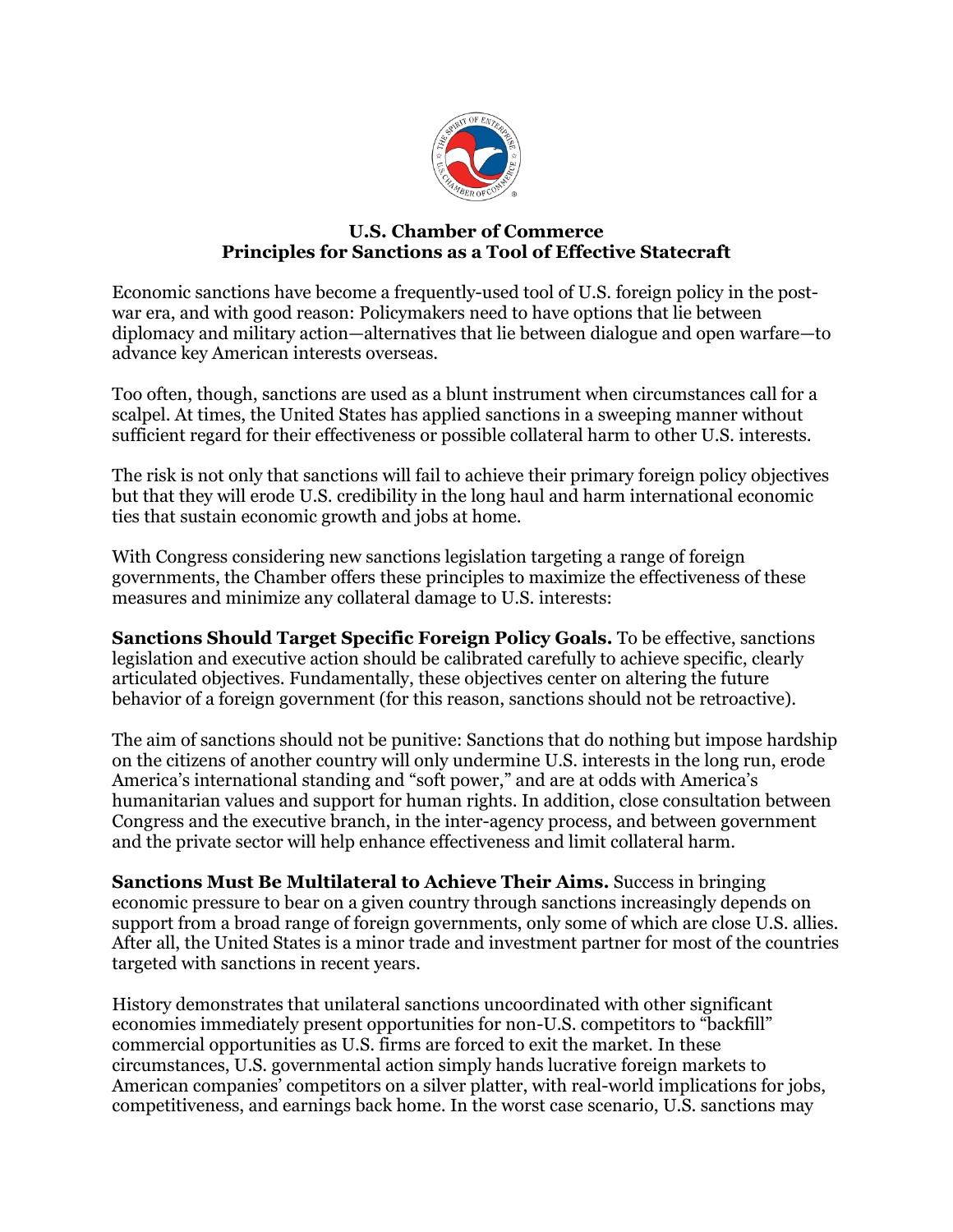# U.S. Chamber of Commerce
## Principles for Sanctions as a Tool of Effective Statecraft

Economic sanctions have become a frequently-used tool of U.S. foreign policy in the post-war era, and with good reason: Policymakers need to have options that lie between diplomacy and military action—alternatives that lie between dialogue and open warfare—to advance key American interests overseas.

Too often, though, sanctions are used as a blunt instrument when circumstances call for a scalpel. At times, the United States has applied sanctions in a sweeping manner without sufficient regard for their effectiveness or possible collateral harm to other U.S. interests.

The risk is not only that sanctions will fail to achieve their primary foreign policy objectives but that they will erode U.S. credibility in the long haul and harm international economic ties that sustain economic growth and jobs at home.

With Congress considering new sanctions legislation targeting a range of foreign governments, the Chamber offers these principles to maximize the effectiveness of these measures and minimize any collateral damage to U.S. interests:

**Sanctions Should Target Specific Foreign Policy Goals.** To be effective, sanctions legislation and executive action should be calibrated carefully to achieve specific, clearly articulated objectives. Fundamentally, these objectives center on altering the future behavior of a foreign government (for this reason, sanctions should not be retroactive).

The aim of sanctions should not be punitive: Sanctions that do nothing but impose hardship on the citizens of another country will only undermine U.S. interests in the long run, erode America's international standing and "soft power," and are at odds with America's humanitarian values and support for human rights. In addition, close consultation between Congress and the executive branch, in the inter-agency process, and between government and the private sector will help enhance effectiveness and limit collateral harm.

**Sanctions Must Be Multilateral to Achieve Their Aims.** Success in bringing economic pressure to bear on a given country through sanctions increasingly depends on support from a broad range of foreign governments, only some of which are close U.S. allies. After all, the United States is a minor trade and investment partner for most of the countries targeted with sanctions in recent years.

History demonstrates that unilateral sanctions uncoordinated with other significant economies immediately present opportunities for non-U.S. competitors to "backfill" commercial opportunities as U.S. firms are forced to exit the market. In these circumstances, U.S. governmental action simply hands lucrative foreign markets to American companies' competitors on a silver platter, with real-world implications for jobs, competitiveness, and earnings back home. In the worst case scenario, U.S. sanctions may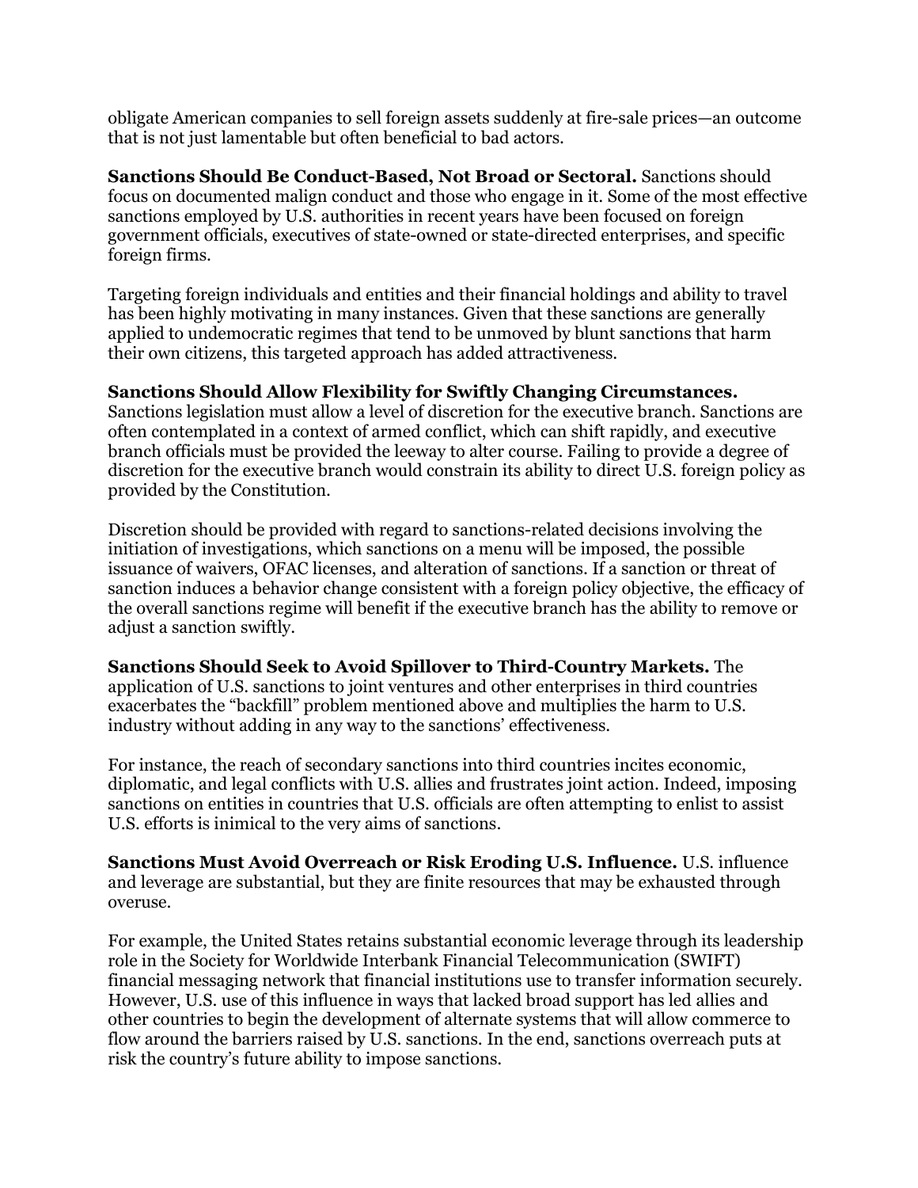obligate American companies to sell foreign assets suddenly at fire-sale prices—an outcome that is not just lamentable but often beneficial to bad actors.

**Sanctions Should Be Conduct-Based, Not Broad or Sectoral.** Sanctions should focus on documented malign conduct and those who engage in it. Some of the most effective sanctions employed by U.S. authorities in recent years have been focused on foreign government officials, executives of state-owned or state-directed enterprises, and specific foreign firms.

Targeting foreign individuals and entities and their financial holdings and ability to travel has been highly motivating in many instances. Given that these sanctions are generally applied to undemocratic regimes that tend to be unmoved by blunt sanctions that harm their own citizens, this targeted approach has added attractiveness.

**Sanctions Should Allow Flexibility for Swiftly Changing Circumstances.** Sanctions legislation must allow a level of discretion for the executive branch. Sanctions are often contemplated in a context of armed conflict, which can shift rapidly, and executive branch officials must be provided the leeway to alter course. Failing to provide a degree of discretion for the executive branch would constrain its ability to direct U.S. foreign policy as provided by the Constitution.

Discretion should be provided with regard to sanctions-related decisions involving the initiation of investigations, which sanctions on a menu will be imposed, the possible issuance of waivers, OFAC licenses, and alteration of sanctions. If a sanction or threat of sanction induces a behavior change consistent with a foreign policy objective, the efficacy of the overall sanctions regime will benefit if the executive branch has the ability to remove or adjust a sanction swiftly.

**Sanctions Should Seek to Avoid Spillover to Third-Country Markets.** The application of U.S. sanctions to joint ventures and other enterprises in third countries exacerbates the "backfill" problem mentioned above and multiplies the harm to U.S. industry without adding in any way to the sanctions' effectiveness.

For instance, the reach of secondary sanctions into third countries incites economic, diplomatic, and legal conflicts with U.S. allies and frustrates joint action. Indeed, imposing sanctions on entities in countries that U.S. officials are often attempting to enlist to assist U.S. efforts is inimical to the very aims of sanctions.

**Sanctions Must Avoid Overreach or Risk Eroding U.S. Influence.** U.S. influence and leverage are substantial, but they are finite resources that may be exhausted through overuse.

For example, the United States retains substantial economic leverage through its leadership role in the Society for Worldwide Interbank Financial Telecommunication (SWIFT) financial messaging network that financial institutions use to transfer information securely. However, U.S. use of this influence in ways that lacked broad support has led allies and other countries to begin the development of alternate systems that will allow commerce to flow around the barriers raised by U.S. sanctions. In the end, sanctions overreach puts at risk the country's future ability to impose sanctions.